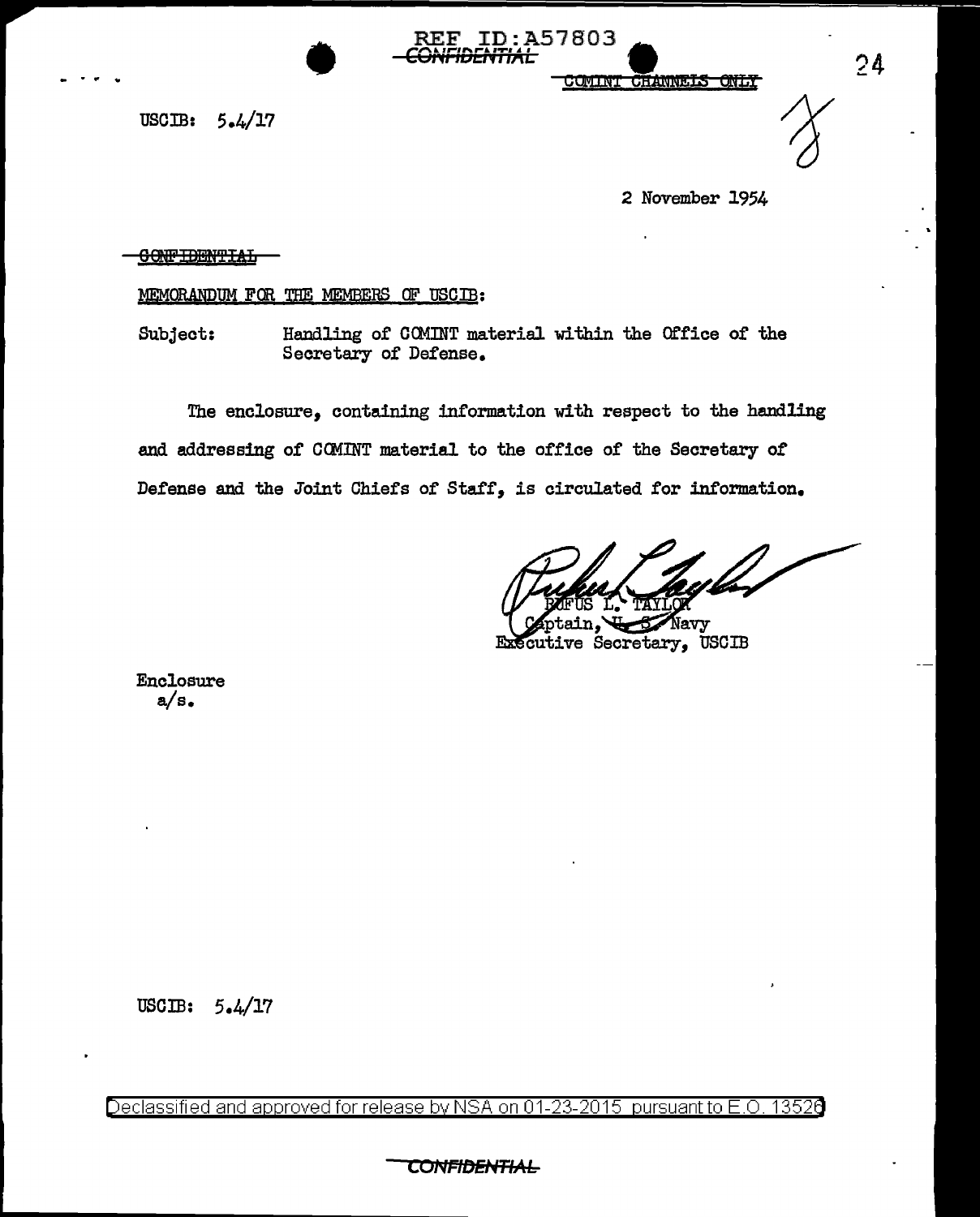REF ID:A57803
~~CONFIDENTIAL~~

~~COMINT CHANNELS ONLY~~

USCIB: 5.4/17

2 November 1954

~~CONFIDENTIAL~~

MEMORANDUM FOR THE MEMBERS OF USCIB:

Subject: Handling of COMINT material within the Office of the Secretary of Defense.

The enclosure, containing information with respect to the handling and addressing of COMINT material to the office of the Secretary of Defense and the Joint Chiefs of Staff, is circulated for information.

RUFUS L. TAYLOR
Captain, U. S. Navy
Executive Secretary, USCIB

Enclosure
a/s.

USCIB: 5.4/17

Declassified and approved for release by NSA on 01-23-2015 pursuant to E.O. 13526

~~CONFIDENTIAL~~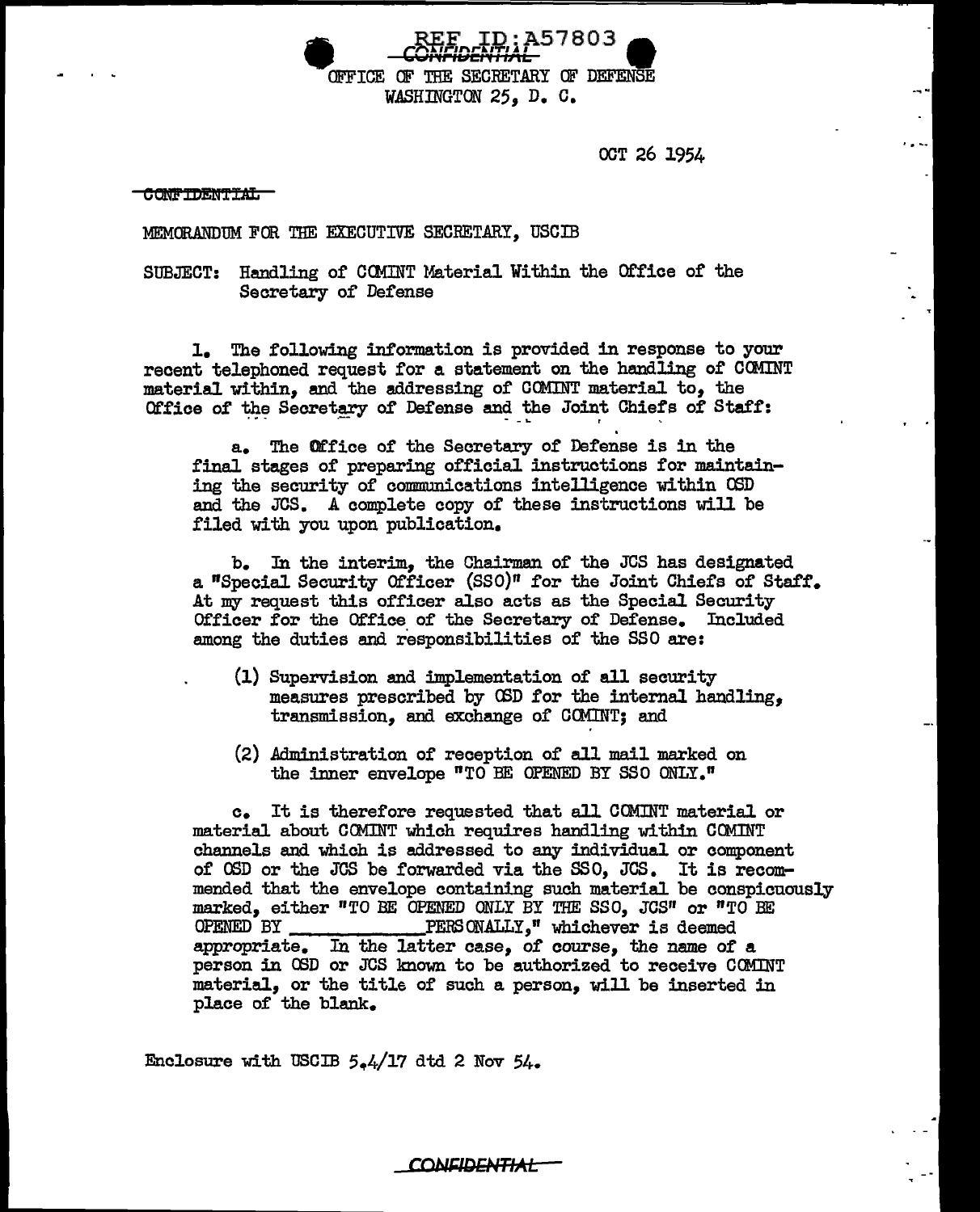REF ID:A57803

CONFIDENTIAL

OFFICE OF THE SECRETARY OF DEFENSE
WASHINGTON 25, D. C.

OCT 26 1954

~~CONFIDENTIAL~~

MEMORANDUM FOR THE EXECUTIVE SECRETARY, USCIB

SUBJECT: Handling of COMINT Material Within the Office of the Secretary of Defense

1. The following information is provided in response to your recent telephoned request for a statement on the handling of COMINT material within, and the addressing of COMINT material to, the Office of the Secretary of Defense and the Joint Chiefs of Staff:

a. The Office of the Secretary of Defense is in the final stages of preparing official instructions for maintaining the security of communications intelligence within OSD and the JCS. A complete copy of these instructions will be filed with you upon publication.

b. In the interim, the Chairman of the JCS has designated a "Special Security Officer (SSO)" for the Joint Chiefs of Staff. At my request this officer also acts as the Special Security Officer for the Office of the Secretary of Defense. Included among the duties and responsibilities of the SSO are:

(1) Supervision and implementation of all security measures prescribed by OSD for the internal handling, transmission, and exchange of COMINT; and

(2) Administration of reception of all mail marked on the inner envelope "TO BE OPENED BY SSO ONLY."

c. It is therefore requested that all COMINT material or material about COMINT which requires handling within COMINT channels and which is addressed to any individual or component of OSD or the JCS be forwarded via the SSO, JCS. It is recommended that the envelope containing such material be conspicuously marked, either "TO BE OPENED ONLY BY THE SSO, JCS" or "TO BE OPENED BY ____________ PERSONALLY," whichever is deemed appropriate. In the latter case, of course, the name of a person in OSD or JCS known to be authorized to receive COMINT material, or the title of such a person, will be inserted in place of the blank.

Enclosure with USCIB 5.4/17 dtd 2 Nov 54.

CONFIDENTIAL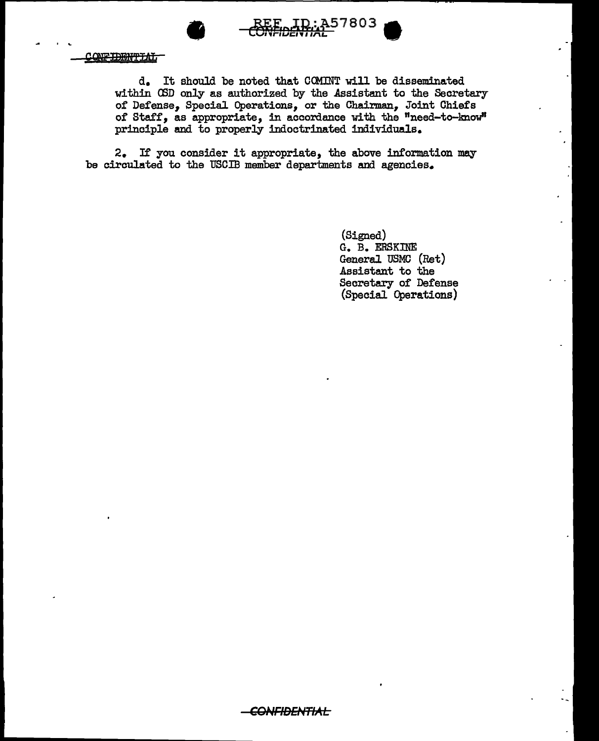d. It should be noted that COMINT will be disseminated within OSD only as authorized by the Assistant to the Secretary of Defense, Special Operations, or the Chairman, Joint Chiefs of Staff, as appropriate, in accordance with the "need-to-know" principle and to properly indoctrinated individuals.

2. If you consider it appropriate, the above information may be circulated to the USCIB member departments and agencies.

(Signed)
G. B. ERSKINE
General USMC (Ret)
Assistant to the
Secretary of Defense
(Special Operations)